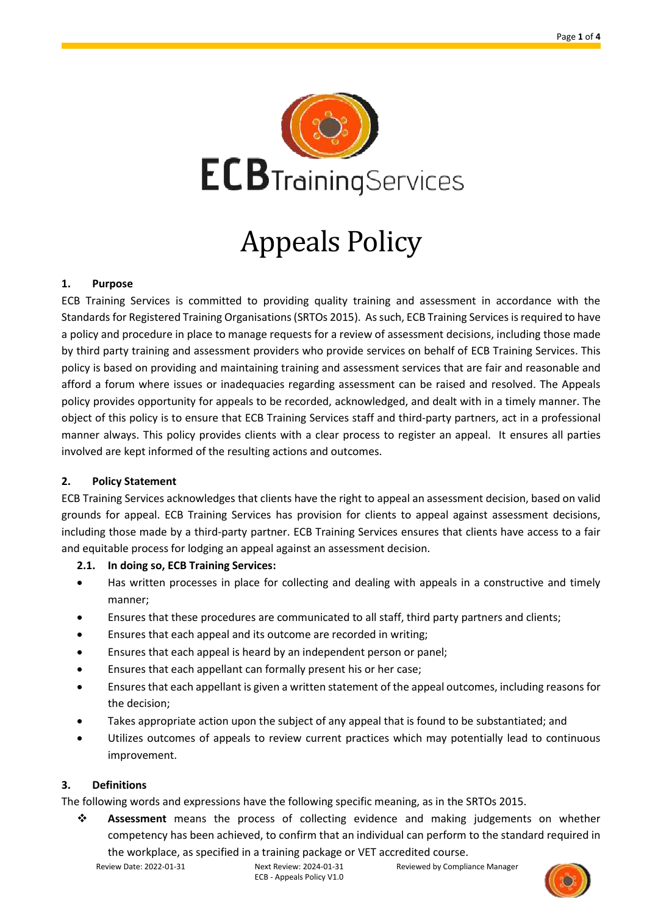ECB TrainingServices

# Appeals Policy

## 1. Purpose

ECB Training Services is committed to providing quality training and assessment in accordance with the Standards for Registered Training Organisations (SRTOs 2015). As such, ECB Training Services is required to have a policy and procedure in place to manage requests for a review of assessment decisions, including those made by third party training and assessment providers who provide services on behalf of ECB Training Services. This policy is based on providing and maintaining training and assessment services that are fair and reasonable and afford a forum where issues or inadequacies regarding assessment can be raised and resolved. The Appeals policy provides opportunity for appeals to be recorded, acknowledged, and dealt with in a timely manner. The object of this policy is to ensure that ECB Training Services staff and third-party partners, act in a professional manner always. This policy provides clients with a clear process to register an appeal. It ensures all parties involved are kept informed of the resulting actions and outcomes.

## 2. Policy Statement

ECB Training Services acknowledges that clients have the right to appeal an assessment decision, based on valid grounds for appeal. ECB Training Services has provision for clients to appeal against assessment decisions, including those made by a third-party partner. ECB Training Services ensures that clients have access to a fair and equitable process for lodging an appeal against an assessment decision.

### 2.1. In doing so, ECB Training Services:

- Has written processes in place for collecting and dealing with appeals in a constructive and timely manner;
- Ensures that these procedures are communicated to all staff, third party partners and clients;
- Ensures that each appeal and its outcome are recorded in writing;
- Ensures that each appeal is heard by an independent person or panel;
- Ensures that each appellant can formally present his or her case;
- Ensures that each appellant is given a written statement of the appeal outcomes, including reasons for the decision;
- Takes appropriate action upon the subject of any appeal that is found to be substantiated; and
- Utilizes outcomes of appeals to review current practices which may potentially lead to continuous improvement.

## 3. Definitions

The following words and expressions have the following specific meaning, as in the SRTOs 2015.

- **Assessment** means the process of collecting evidence and making judgements on whether competency has been achieved, to confirm that an individual can perform to the standard required in the workplace, as specified in a training package or VET accredited course.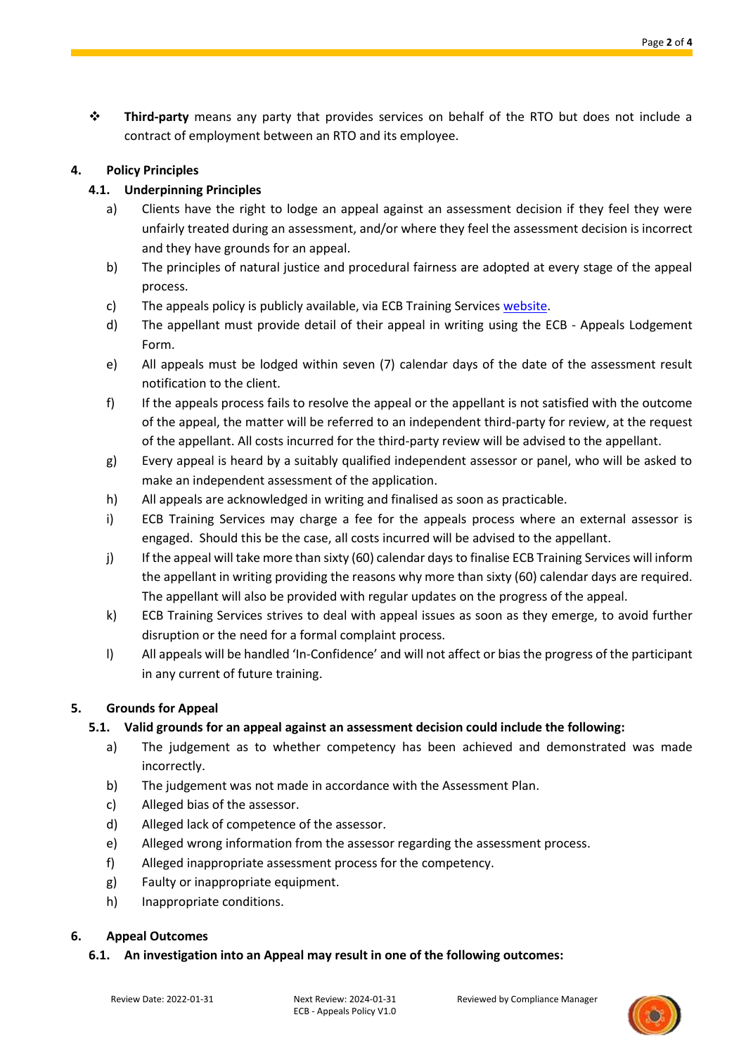- **Third-party** means any party that provides services on behalf of the RTO but does not include a contract of employment between an RTO and its employee.

## 4. Policy Principles

### 4.1. Underpinning Principles

a) Clients have the right to lodge an appeal against an assessment decision if they feel they were unfairly treated during an assessment, and/or where they feel the assessment decision is incorrect and they have grounds for an appeal.

b) The principles of natural justice and procedural fairness are adopted at every stage of the appeal process.

c) The appeals policy is publicly available, via ECB Training Services website.

d) The appellant must provide detail of their appeal in writing using the ECB - Appeals Lodgement Form.

e) All appeals must be lodged within seven (7) calendar days of the date of the assessment result notification to the client.

f) If the appeals process fails to resolve the appeal or the appellant is not satisfied with the outcome of the appeal, the matter will be referred to an independent third-party for review, at the request of the appellant. All costs incurred for the third-party review will be advised to the appellant.

g) Every appeal is heard by a suitably qualified independent assessor or panel, who will be asked to make an independent assessment of the application.

h) All appeals are acknowledged in writing and finalised as soon as practicable.

i) ECB Training Services may charge a fee for the appeals process where an external assessor is engaged. Should this be the case, all costs incurred will be advised to the appellant.

j) If the appeal will take more than sixty (60) calendar days to finalise ECB Training Services will inform the appellant in writing providing the reasons why more than sixty (60) calendar days are required. The appellant will also be provided with regular updates on the progress of the appeal.

k) ECB Training Services strives to deal with appeal issues as soon as they emerge, to avoid further disruption or the need for a formal complaint process.

l) All appeals will be handled 'In-Confidence' and will not affect or bias the progress of the participant in any current of future training.

## 5. Grounds for Appeal

### 5.1. Valid grounds for an appeal against an assessment decision could include the following:

a) The judgement as to whether competency has been achieved and demonstrated was made incorrectly.

b) The judgement was not made in accordance with the Assessment Plan.

c) Alleged bias of the assessor.

d) Alleged lack of competence of the assessor.

e) Alleged wrong information from the assessor regarding the assessment process.

f) Alleged inappropriate assessment process for the competency.

g) Faulty or inappropriate equipment.

h) Inappropriate conditions.

## 6. Appeal Outcomes

### 6.1. An investigation into an Appeal may result in one of the following outcomes: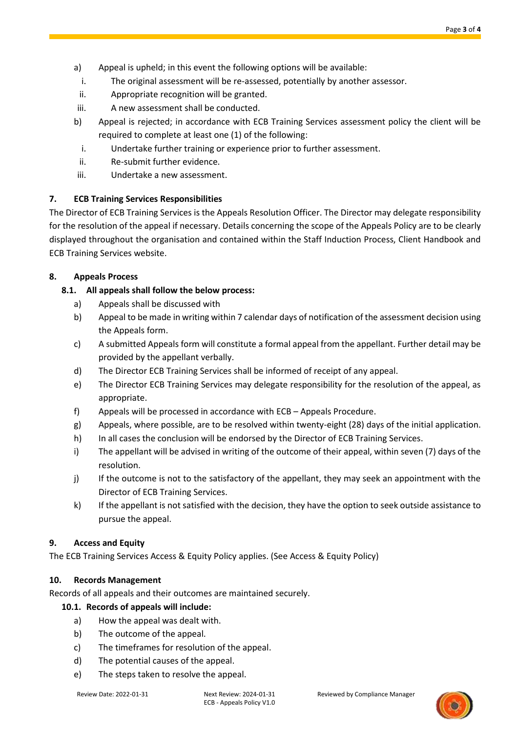a) Appeal is upheld; in this event the following options will be available:
   i. The original assessment will be re-assessed, potentially by another assessor.
   ii. Appropriate recognition will be granted.
   iii. A new assessment shall be conducted.
b) Appeal is rejected; in accordance with ECB Training Services assessment policy the client will be required to complete at least one (1) of the following:
   i. Undertake further training or experience prior to further assessment.
   ii. Re-submit further evidence.
   iii. Undertake a new assessment.

## 7. ECB Training Services Responsibilities

The Director of ECB Training Services is the Appeals Resolution Officer. The Director may delegate responsibility for the resolution of the appeal if necessary. Details concerning the scope of the Appeals Policy are to be clearly displayed throughout the organisation and contained within the Staff Induction Process, Client Handbook and ECB Training Services website.

## 8. Appeals Process

### 8.1. All appeals shall follow the below process:

a) Appeals shall be discussed with
b) Appeal to be made in writing within 7 calendar days of notification of the assessment decision using the Appeals form.
c) A submitted Appeals form will constitute a formal appeal from the appellant. Further detail may be provided by the appellant verbally.
d) The Director ECB Training Services shall be informed of receipt of any appeal.
e) The Director ECB Training Services may delegate responsibility for the resolution of the appeal, as appropriate.
f) Appeals will be processed in accordance with ECB – Appeals Procedure.
g) Appeals, where possible, are to be resolved within twenty-eight (28) days of the initial application.
h) In all cases the conclusion will be endorsed by the Director of ECB Training Services.
i) The appellant will be advised in writing of the outcome of their appeal, within seven (7) days of the resolution.
j) If the outcome is not to the satisfactory of the appellant, they may seek an appointment with the Director of ECB Training Services.
k) If the appellant is not satisfied with the decision, they have the option to seek outside assistance to pursue the appeal.

## 9. Access and Equity

The ECB Training Services Access & Equity Policy applies. (See Access & Equity Policy)

## 10. Records Management

Records of all appeals and their outcomes are maintained securely.

### 10.1. Records of appeals will include:

a) How the appeal was dealt with.
b) The outcome of the appeal.
c) The timeframes for resolution of the appeal.
d) The potential causes of the appeal.
e) The steps taken to resolve the appeal.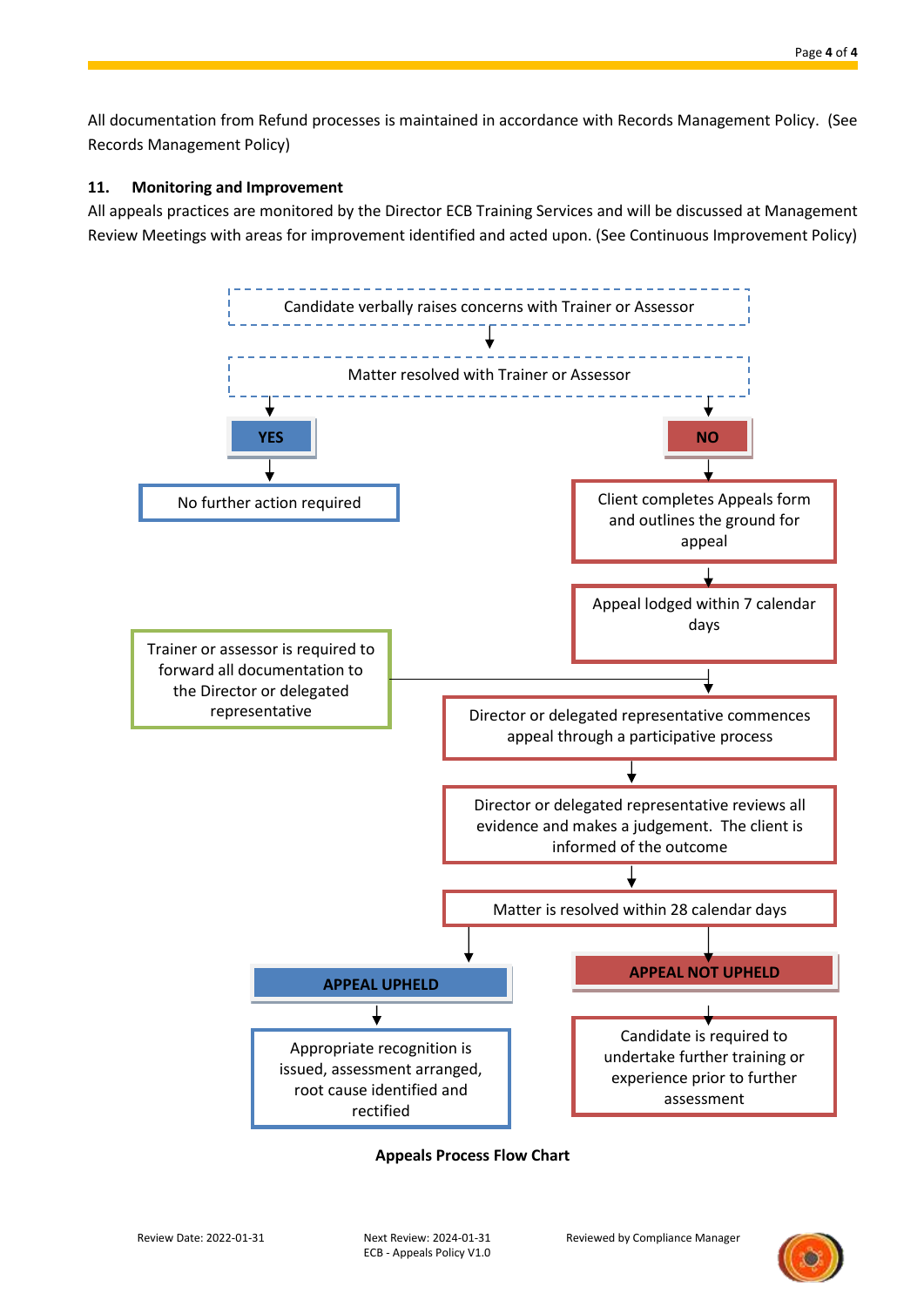All documentation from Refund processes is maintained in accordance with Records Management Policy. (See Records Management Policy)

## 11. Monitoring and Improvement

All appeals practices are monitored by the Director ECB Training Services and will be discussed at Management Review Meetings with areas for improvement identified and acted upon. (See Continuous Improvement Policy)

Candidate verbally raises concerns with Trainer or Assessor

Matter resolved with Trainer or Assessor

YES

No further action required

NO

Client completes Appeals form and outlines the ground for appeal

Appeal lodged within 7 calendar days

Trainer or assessor is required to forward all documentation to the Director or delegated representative

Director or delegated representative commences appeal through a participative process

Director or delegated representative reviews all evidence and makes a judgement. The client is informed of the outcome

Matter is resolved within 28 calendar days

APPEAL UPHELD

Appropriate recognition is issued, assessment arranged, root cause identified and rectified

APPEAL NOT UPHELD

Candidate is required to undertake further training or experience prior to further assessment

**Appeals Process Flow Chart**